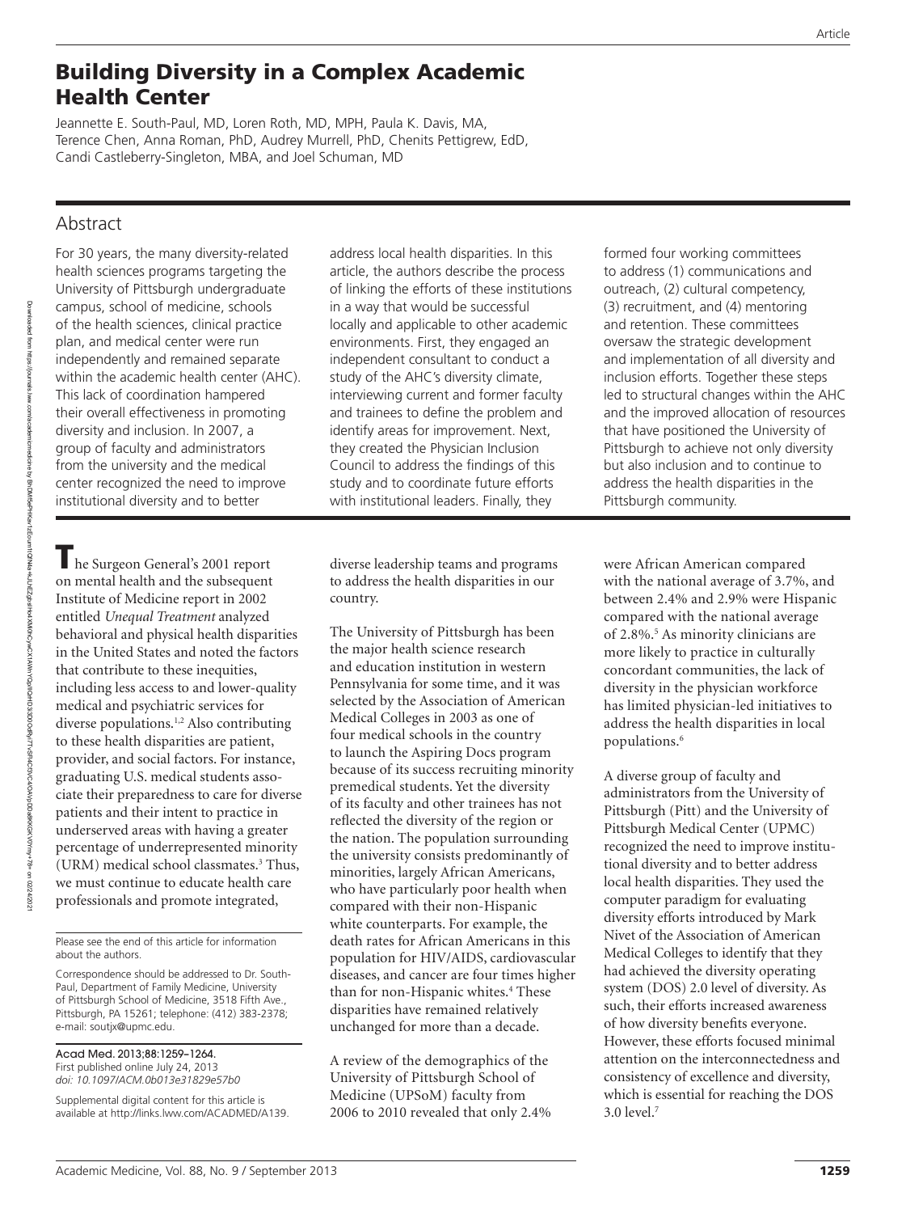# Building Diversity in a Complex Academic Health Center

Jeannette E. South-Paul, MD, Loren Roth, MD, MPH, Paula K. Davis, MA, Terence Chen, Anna Roman, PhD, Audrey Murrell, PhD, Chenits Pettigrew, EdD, Candi Castleberry-Singleton, MBA, and Joel Schuman, MD

## Abstract

For 30 years, the many diversity-related health sciences programs targeting the University of Pittsburgh undergraduate campus, school of medicine, schools of the health sciences, clinical practice plan, and medical center were run independently and remained separate within the academic health center (AHC). This lack of coordination hampered their overall effectiveness in promoting diversity and inclusion. In 2007, a group of faculty and administrators from the university and the medical center recognized the need to improve institutional diversity and to better address local health disparities. In this article, the authors describe the process of linking the efforts of these institutions in a way that would be successful locally and applicable to other academic environments. First, they engaged an independent consultant to conduct a study of the AHC's diversity climate, interviewing current and former faculty and trainees to define the problem and identify areas for improvement. Next, they created the Physician Inclusion Council to address the findings of this study and to coordinate future efforts with institutional leaders. Finally, they formed four working committees to address (1) communications and outreach, (2) cultural competency, (3) recruitment, and (4) mentoring and retention. These committees oversaw the strategic development and implementation of all diversity and inclusion efforts. Together these steps led to structural changes within the AHC and the improved allocation of resources that have positioned the University of Pittsburgh to achieve not only diversity but also inclusion and to continue to address the health disparities in the Pittsburgh community.

The Surgeon General's 2001 report on mental health and the subsequent Institute of Medicine report in 2002 entitled *Unequal Treatment* analyzed behavioral and physical health disparities in the United States and noted the factors that contribute to these inequities, including less access to and lower-quality medical and psychiatric services for diverse populations.[1,2] Also contributing to these health disparities are patient, provider, and social factors. For instance, graduating U.S. medical students associate their preparedness to care for diverse patients and their intent to practice in underserved areas with having a greater percentage of underrepresented minority (URM) medical school classmates.[3] Thus, we must continue to educate health care professionals and promote integrated, diverse leadership teams and programs to address the health disparities in our country.

The University of Pittsburgh has been the major health science research and education institution in western Pennsylvania for some time, and it was selected by the Association of American Medical Colleges in 2003 as one of four medical schools in the country to launch the Aspiring Docs program because of its success recruiting minority premedical students. Yet the diversity of its faculty and other trainees has not reflected the diversity of the region or the nation. The population surrounding the university consists predominantly of minorities, largely African Americans, who have particularly poor health when compared with their non-Hispanic white counterparts. For example, the death rates for African Americans in this population for HIV/AIDS, cardiovascular diseases, and cancer are four times higher than for non-Hispanic whites.[4] These disparities have remained relatively unchanged for more than a decade.

A review of the demographics of the University of Pittsburgh School of Medicine (UPSoM) faculty from 2006 to 2010 revealed that only 2.4% were African American compared with the national average of 3.7%, and between 2.4% and 2.9% were Hispanic compared with the national average of 2.8%.[5] As minority clinicians are more likely to practice in culturally concordant communities, the lack of diversity in the physician workforce has limited physician-led initiatives to address the health disparities in local populations.[6]

A diverse group of faculty and administrators from the University of Pittsburgh (Pitt) and the University of Pittsburgh Medical Center (UPMC) recognized the need to improve institutional diversity and to better address local health disparities. They used the computer paradigm for evaluating diversity efforts introduced by Mark Nivet of the Association of American Medical Colleges to identify that they had achieved the diversity operating system (DOS) 2.0 level of diversity. As such, their efforts increased awareness of how diversity benefits everyone. However, these efforts focused minimal attention on the interconnectedness and consistency of excellence and diversity, which is essential for reaching the DOS 3.0 level.[7]

Please see the end of this article for information about the authors.

Correspondence should be addressed to Dr. South-Paul, Department of Family Medicine, University of Pittsburgh School of Medicine, 3518 Fifth Ave., Pittsburgh, PA 15261; telephone: (412) 383-2378; e-mail: soutjx@upmc.edu.

Acad Med. 2013;88:1259–1264.
First published online July 24, 2013
*doi: 10.1097/ACM.0b013e31829e57b0*

Supplemental digital content for this article is available at http://links.lww.com/ACADMED/A139.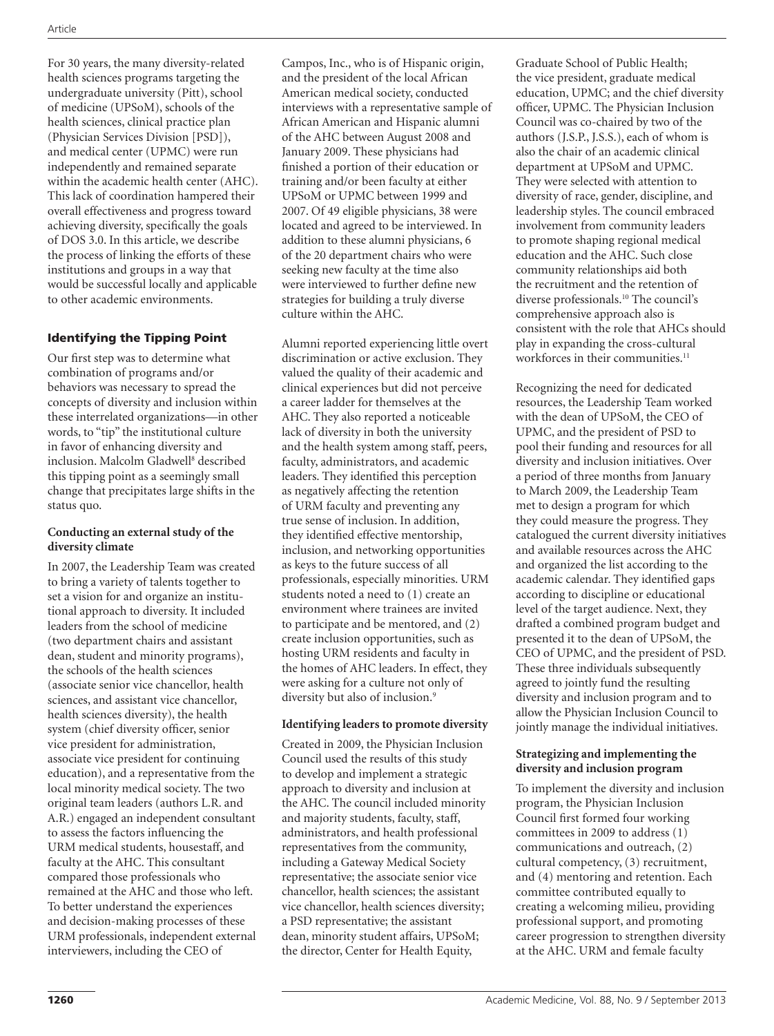For 30 years, the many diversity-related health sciences programs targeting the undergraduate university (Pitt), school of medicine (UPSoM), schools of the health sciences, clinical practice plan (Physician Services Division [PSD]), and medical center (UPMC) were run independently and remained separate within the academic health center (AHC). This lack of coordination hampered their overall effectiveness and progress toward achieving diversity, specifically the goals of DOS 3.0. In this article, we describe the process of linking the efforts of these institutions and groups in a way that would be successful locally and applicable to other academic environments.

## Identifying the Tipping Point

Our first step was to determine what combination of programs and/or behaviors was necessary to spread the concepts of diversity and inclusion within these interrelated organizations—in other words, to "tip" the institutional culture in favor of enhancing diversity and inclusion. Malcolm Gladwell[8] described this tipping point as a seemingly small change that precipitates large shifts in the status quo.

### Conducting an external study of the diversity climate

In 2007, the Leadership Team was created to bring a variety of talents together to set a vision for and organize an institutional approach to diversity. It included leaders from the school of medicine (two department chairs and assistant dean, student and minority programs), the schools of the health sciences (associate senior vice chancellor, health sciences, and assistant vice chancellor, health sciences diversity), the health system (chief diversity officer, senior vice president for administration, associate vice president for continuing education), and a representative from the local minority medical society. The two original team leaders (authors L.R. and A.R.) engaged an independent consultant to assess the factors influencing the URM medical students, housestaff, and faculty at the AHC. This consultant compared those professionals who remained at the AHC and those who left. To better understand the experiences and decision-making processes of these URM professionals, independent external interviewers, including the CEO of Campos, Inc., who is of Hispanic origin, and the president of the local African American medical society, conducted interviews with a representative sample of African American and Hispanic alumni of the AHC between August 2008 and January 2009. These physicians had finished a portion of their education or training and/or been faculty at either UPSoM or UPMC between 1999 and 2007. Of 49 eligible physicians, 38 were located and agreed to be interviewed. In addition to these alumni physicians, 6 of the 20 department chairs who were seeking new faculty at the time also were interviewed to further define new strategies for building a truly diverse culture within the AHC.

Alumni reported experiencing little overt discrimination or active exclusion. They valued the quality of their academic and clinical experiences but did not perceive a career ladder for themselves at the AHC. They also reported a noticeable lack of diversity in both the university and the health system among staff, peers, faculty, administrators, and academic leaders. They identified this perception as negatively affecting the retention of URM faculty and preventing any true sense of inclusion. In addition, they identified effective mentorship, inclusion, and networking opportunities as keys to the future success of all professionals, especially minorities. URM students noted a need to (1) create an environment where trainees are invited to participate and be mentored, and (2) create inclusion opportunities, such as hosting URM residents and faculty in the homes of AHC leaders. In effect, they were asking for a culture not only of diversity but also of inclusion.[9]

### Identifying leaders to promote diversity

Created in 2009, the Physician Inclusion Council used the results of this study to develop and implement a strategic approach to diversity and inclusion at the AHC. The council included minority and majority students, faculty, staff, administrators, and health professional representatives from the community, including a Gateway Medical Society representative; the associate senior vice chancellor, health sciences; the assistant vice chancellor, health sciences diversity; a PSD representative; the assistant dean, minority student affairs, UPSoM; the director, Center for Health Equity, Graduate School of Public Health; the vice president, graduate medical education, UPMC; and the chief diversity officer, UPMC. The Physician Inclusion Council was co-chaired by two of the authors (J.S.P., J.S.S.), each of whom is also the chair of an academic clinical department at UPSoM and UPMC. They were selected with attention to diversity of race, gender, discipline, and leadership styles. The council embraced involvement from community leaders to promote shaping regional medical education and the AHC. Such close community relationships aid both the recruitment and the retention of diverse professionals.[10] The council's comprehensive approach also is consistent with the role that AHCs should play in expanding the cross-cultural workforces in their communities.[11]

Recognizing the need for dedicated resources, the Leadership Team worked with the dean of UPSoM, the CEO of UPMC, and the president of PSD to pool their funding and resources for all diversity and inclusion initiatives. Over a period of three months from January to March 2009, the Leadership Team met to design a program for which they could measure the progress. They catalogued the current diversity initiatives and available resources across the AHC and organized the list according to the academic calendar. They identified gaps according to discipline or educational level of the target audience. Next, they drafted a combined program budget and presented it to the dean of UPSoM, the CEO of UPMC, and the president of PSD. These three individuals subsequently agreed to jointly fund the resulting diversity and inclusion program and to allow the Physician Inclusion Council to jointly manage the individual initiatives.

### Strategizing and implementing the diversity and inclusion program

To implement the diversity and inclusion program, the Physician Inclusion Council first formed four working committees in 2009 to address (1) communications and outreach, (2) cultural competency, (3) recruitment, and (4) mentoring and retention. Each committee contributed equally to creating a welcoming milieu, providing professional support, and promoting career progression to strengthen diversity at the AHC. URM and female faculty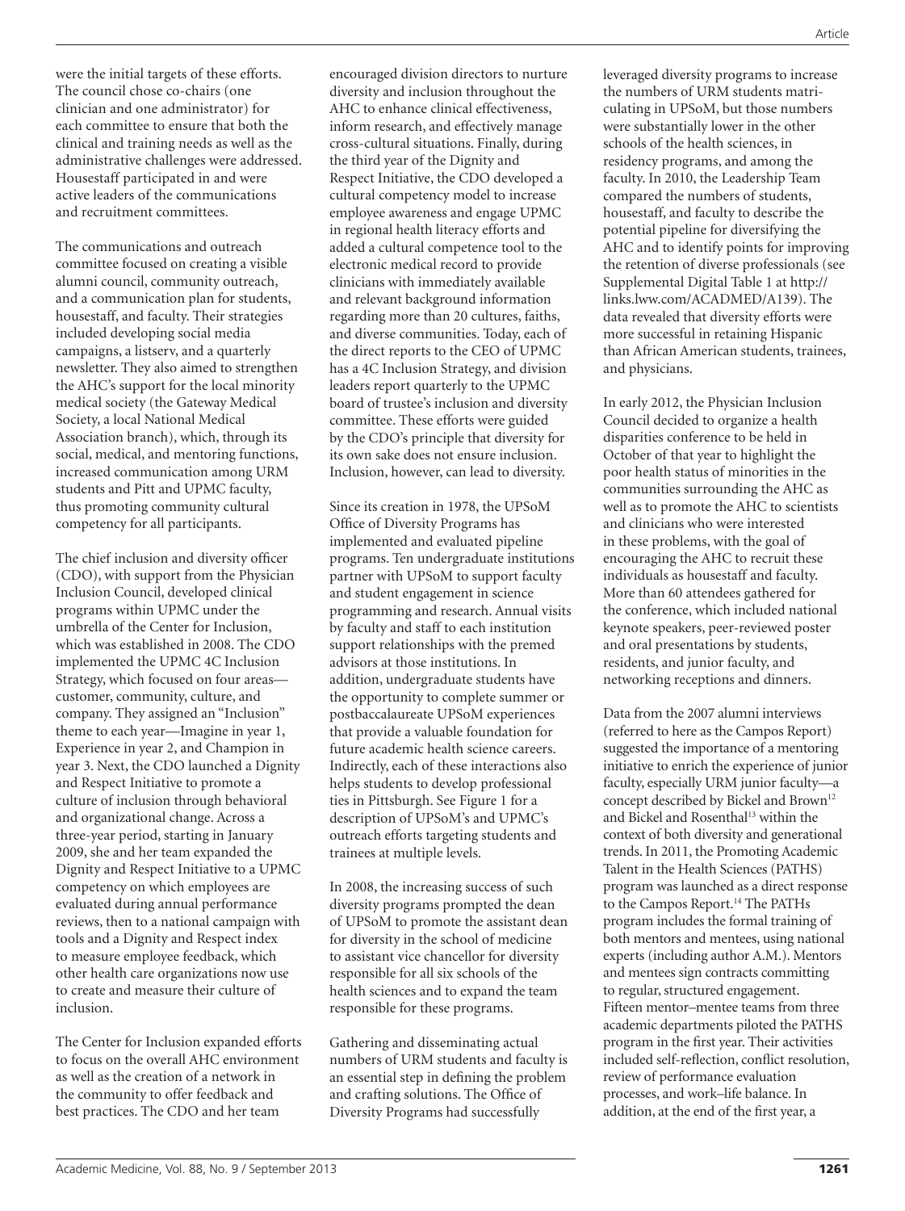were the initial targets of these efforts. The council chose co-chairs (one clinician and one administrator) for each committee to ensure that both the clinical and training needs as well as the administrative challenges were addressed. Housestaff participated in and were active leaders of the communications and recruitment committees.

The communications and outreach committee focused on creating a visible alumni council, community outreach, and a communication plan for students, housestaff, and faculty. Their strategies included developing social media campaigns, a listserv, and a quarterly newsletter. They also aimed to strengthen the AHC's support for the local minority medical society (the Gateway Medical Society, a local National Medical Association branch), which, through its social, medical, and mentoring functions, increased communication among URM students and Pitt and UPMC faculty, thus promoting community cultural competency for all participants.

The chief inclusion and diversity officer (CDO), with support from the Physician Inclusion Council, developed clinical programs within UPMC under the umbrella of the Center for Inclusion, which was established in 2008. The CDO implemented the UPMC 4C Inclusion Strategy, which focused on four areas—customer, community, culture, and company. They assigned an "Inclusion" theme to each year—Imagine in year 1, Experience in year 2, and Champion in year 3. Next, the CDO launched a Dignity and Respect Initiative to promote a culture of inclusion through behavioral and organizational change. Across a three-year period, starting in January 2009, she and her team expanded the Dignity and Respect Initiative to a UPMC competency on which employees are evaluated during annual performance reviews, then to a national campaign with tools and a Dignity and Respect index to measure employee feedback, which other health care organizations now use to create and measure their culture of inclusion.

The Center for Inclusion expanded efforts to focus on the overall AHC environment as well as the creation of a network in the community to offer feedback and best practices. The CDO and her team encouraged division directors to nurture diversity and inclusion throughout the AHC to enhance clinical effectiveness, inform research, and effectively manage cross-cultural situations. Finally, during the third year of the Dignity and Respect Initiative, the CDO developed a cultural competency model to increase employee awareness and engage UPMC in regional health literacy efforts and added a cultural competence tool to the electronic medical record to provide clinicians with immediately available and relevant background information regarding more than 20 cultures, faiths, and diverse communities. Today, each of the direct reports to the CEO of UPMC has a 4C Inclusion Strategy, and division leaders report quarterly to the UPMC board of trustee's inclusion and diversity committee. These efforts were guided by the CDO's principle that diversity for its own sake does not ensure inclusion. Inclusion, however, can lead to diversity.

Since its creation in 1978, the UPSoM Office of Diversity Programs has implemented and evaluated pipeline programs. Ten undergraduate institutions partner with UPSoM to support faculty and student engagement in science programming and research. Annual visits by faculty and staff to each institution support relationships with the premed advisors at those institutions. In addition, undergraduate students have the opportunity to complete summer or postbaccalaureate UPSoM experiences that provide a valuable foundation for future academic health science careers. Indirectly, each of these interactions also helps students to develop professional ties in Pittsburgh. See Figure 1 for a description of UPSoM's and UPMC's outreach efforts targeting students and trainees at multiple levels.

In 2008, the increasing success of such diversity programs prompted the dean of UPSoM to promote the assistant dean for diversity in the school of medicine to assistant vice chancellor for diversity responsible for all six schools of the health sciences and to expand the team responsible for these programs.

Gathering and disseminating actual numbers of URM students and faculty is an essential step in defining the problem and crafting solutions. The Office of Diversity Programs had successfully leveraged diversity programs to increase the numbers of URM students matriculating in UPSoM, but those numbers were substantially lower in the other schools of the health sciences, in residency programs, and among the faculty. In 2010, the Leadership Team compared the numbers of students, housestaff, and faculty to describe the potential pipeline for diversifying the AHC and to identify points for improving the retention of diverse professionals (see Supplemental Digital Table 1 at http://links.lww.com/ACADMED/A139). The data revealed that diversity efforts were more successful in retaining Hispanic than African American students, trainees, and physicians.

In early 2012, the Physician Inclusion Council decided to organize a health disparities conference to be held in October of that year to highlight the poor health status of minorities in the communities surrounding the AHC as well as to promote the AHC to scientists and clinicians who were interested in these problems, with the goal of encouraging the AHC to recruit these individuals as housestaff and faculty. More than 60 attendees gathered for the conference, which included national keynote speakers, peer-reviewed poster and oral presentations by students, residents, and junior faculty, and networking receptions and dinners.

Data from the 2007 alumni interviews (referred to here as the Campos Report) suggested the importance of a mentoring initiative to enrich the experience of junior faculty, especially URM junior faculty—a concept described by Bickel and Brown[12] and Bickel and Rosenthal[13] within the context of both diversity and generational trends. In 2011, the Promoting Academic Talent in the Health Sciences (PATHS) program was launched as a direct response to the Campos Report.[14] The PATHs program includes the formal training of both mentors and mentees, using national experts (including author A.M.). Mentors and mentees sign contracts committing to regular, structured engagement. Fifteen mentor–mentee teams from three academic departments piloted the PATHS program in the first year. Their activities included self-reflection, conflict resolution, review of performance evaluation processes, and work–life balance. In addition, at the end of the first year, a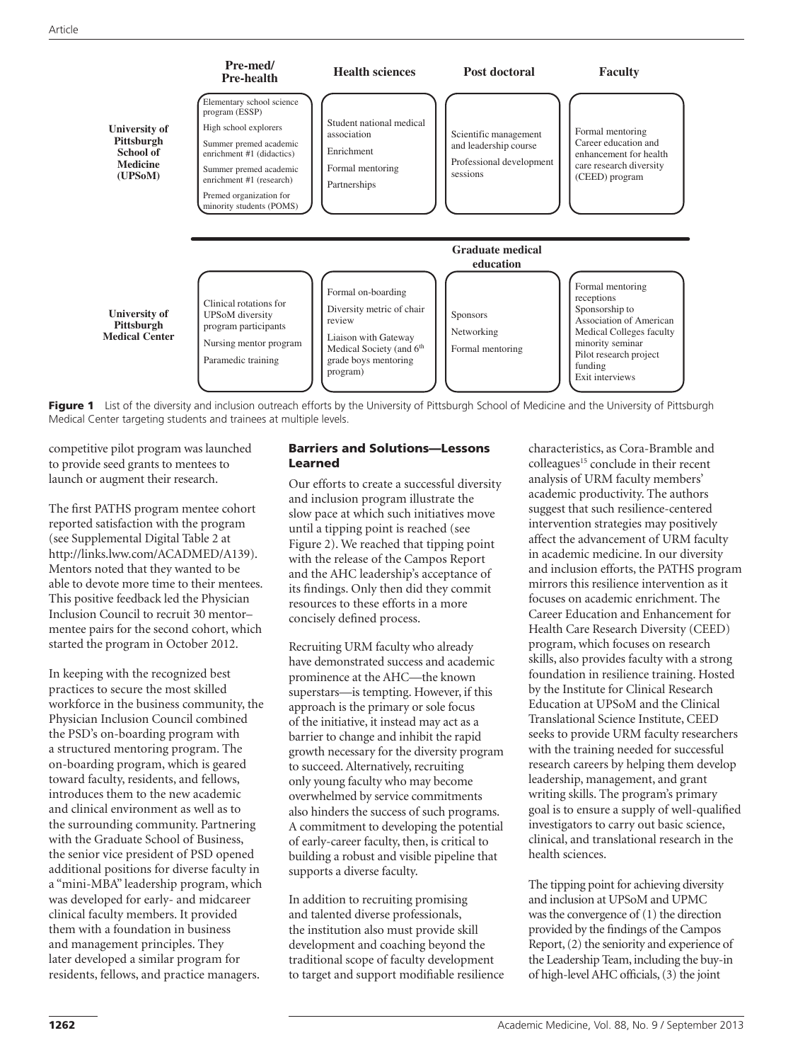| | Pre-med/ Pre-health | Health sciences | Post doctoral | Faculty |
|---|---|---|---|---|
| **University of Pittsburgh School of Medicine (UPSoM)** | Elementary school science program (ESSP)<br>High school explorers<br>Summer premed academic enrichment #1 (didactics)<br>Summer premed academic enrichment #1 (research)<br>Premed organization for minority students (POMS) | Student national medical association<br>Enrichment<br>Formal mentoring<br>Partnerships | Scientific management and leadership course<br>Professional development sessions | Formal mentoring<br>Career education and enhancement for health care research diversity (CEED) program |
| | | | **Graduate medical education** | |
| **University of Pittsburgh Medical Center** | Clinical rotations for UPSoM diversity program participants<br>Nursing mentor program<br>Paramedic training | Formal on-boarding<br>Diversity metric of chair review<br>Liaison with Gateway Medical Society (and 6th grade boys mentoring program) | Sponsors<br>Networking<br>Formal mentoring | Formal mentoring receptions<br>Sponsorship to Association of American Medical Colleges faculty minority seminar<br>Pilot research project funding<br>Exit interviews |

**Figure 1** List of the diversity and inclusion outreach efforts by the University of Pittsburgh School of Medicine and the University of Pittsburgh Medical Center targeting students and trainees at multiple levels.

competitive pilot program was launched to provide seed grants to mentees to launch or augment their research.

The first PATHS program mentee cohort reported satisfaction with the program (see Supplemental Digital Table 2 at http://links.lww.com/ACADMED/A139). Mentors noted that they wanted to be able to devote more time to their mentees. This positive feedback led the Physician Inclusion Council to recruit 30 mentor–mentee pairs for the second cohort, which started the program in October 2012.

In keeping with the recognized best practices to secure the most skilled workforce in the business community, the Physician Inclusion Council combined the PSD's on-boarding program with a structured mentoring program. The on-boarding program, which is geared toward faculty, residents, and fellows, introduces them to the new academic and clinical environment as well as to the surrounding community. Partnering with the Graduate School of Business, the senior vice president of PSD opened additional positions for diverse faculty in a "mini-MBA" leadership program, which was developed for early- and midcareer clinical faculty members. It provided them with a foundation in business and management principles. They later developed a similar program for residents, fellows, and practice managers.

## Barriers and Solutions—Lessons Learned

Our efforts to create a successful diversity and inclusion program illustrate the slow pace at which such initiatives move until a tipping point is reached (see Figure 2). We reached that tipping point with the release of the Campos Report and the AHC leadership's acceptance of its findings. Only then did they commit resources to these efforts in a more concisely defined process.

Recruiting URM faculty who already have demonstrated success and academic prominence at the AHC—the known superstars—is tempting. However, if this approach is the primary or sole focus of the initiative, it instead may act as a barrier to change and inhibit the rapid growth necessary for the diversity program to succeed. Alternatively, recruiting only young faculty who may become overwhelmed by service commitments also hinders the success of such programs. A commitment to developing the potential of early-career faculty, then, is critical to building a robust and visible pipeline that supports a diverse faculty.

In addition to recruiting promising and talented diverse professionals, the institution also must provide skill development and coaching beyond the traditional scope of faculty development to target and support modifiable resilience characteristics, as Cora-Bramble and colleagues[15] conclude in their recent analysis of URM faculty members' academic productivity. The authors suggest that such resilience-centered intervention strategies may positively affect the advancement of URM faculty in academic medicine. In our diversity and inclusion efforts, the PATHS program mirrors this resilience intervention as it focuses on academic enrichment. The Career Education and Enhancement for Health Care Research Diversity (CEED) program, which focuses on research skills, also provides faculty with a strong foundation in resilience training. Hosted by the Institute for Clinical Research Education at UPSoM and the Clinical Translational Science Institute, CEED seeks to provide URM faculty researchers with the training needed for successful research careers by helping them develop leadership, management, and grant writing skills. The program's primary goal is to ensure a supply of well-qualified investigators to carry out basic science, clinical, and translational research in the health sciences.

The tipping point for achieving diversity and inclusion at UPSoM and UPMC was the convergence of (1) the direction provided by the findings of the Campos Report, (2) the seniority and experience of the Leadership Team, including the buy-in of high-level AHC officials, (3) the joint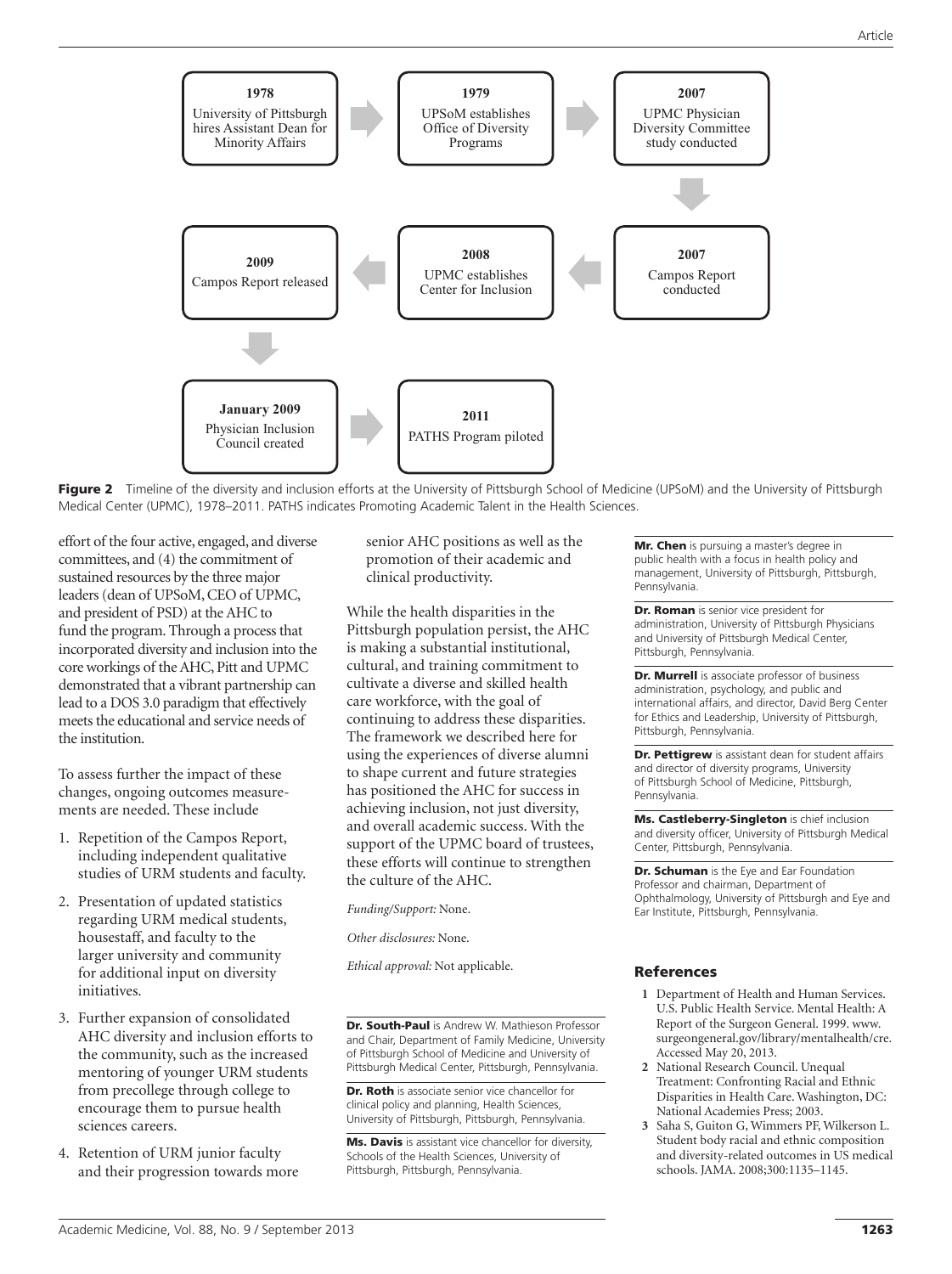1978
University of Pittsburgh hires Assistant Dean for Minority Affairs

1979
UPSoM establishes Office of Diversity Programs

2007
UPMC Physician Diversity Committee study conducted

2007
Campos Report conducted

2008
UPMC establishes Center for Inclusion

2009
Campos Report released

January 2009
Physician Inclusion Council created

2011
PATHS Program piloted

**Figure 2** Timeline of the diversity and inclusion efforts at the University of Pittsburgh School of Medicine (UPSoM) and the University of Pittsburgh Medical Center (UPMC), 1978–2011. PATHS indicates Promoting Academic Talent in the Health Sciences.

effort of the four active, engaged, and diverse committees, and (4) the commitment of sustained resources by the three major leaders (dean of UPSoM, CEO of UPMC, and president of PSD) at the AHC to fund the program. Through a process that incorporated diversity and inclusion into the core workings of the AHC, Pitt and UPMC demonstrated that a vibrant partnership can lead to a DOS 3.0 paradigm that effectively meets the educational and service needs of the institution.

To assess further the impact of these changes, ongoing outcomes measurements are needed. These include

1. Repetition of the Campos Report, including independent qualitative studies of URM students and faculty.
2. Presentation of updated statistics regarding URM medical students, housestaff, and faculty to the larger university and community for additional input on diversity initiatives.
3. Further expansion of consolidated AHC diversity and inclusion efforts to the community, such as the increased mentoring of younger URM students from precollege through college to encourage them to pursue health sciences careers.
4. Retention of URM junior faculty and their progression towards more senior AHC positions as well as the promotion of their academic and clinical productivity.

While the health disparities in the Pittsburgh population persist, the AHC is making a substantial institutional, cultural, and training commitment to cultivate a diverse and skilled health care workforce, with the goal of continuing to address these disparities. The framework we described here for using the experiences of diverse alumni to shape current and future strategies has positioned the AHC for success in achieving inclusion, not just diversity, and overall academic success. With the support of the UPMC board of trustees, these efforts will continue to strengthen the culture of the AHC.

*Funding/Support:* None.

*Other disclosures:* None.

*Ethical approval:* Not applicable.

**Dr. South-Paul** is Andrew W. Mathieson Professor and Chair, Department of Family Medicine, University of Pittsburgh School of Medicine and University of Pittsburgh Medical Center, Pittsburgh, Pennsylvania.

**Dr. Roth** is associate senior vice chancellor for clinical policy and planning, Health Sciences, University of Pittsburgh, Pittsburgh, Pennsylvania.

**Ms. Davis** is assistant vice chancellor for diversity, Schools of the Health Sciences, University of Pittsburgh, Pittsburgh, Pennsylvania.

**Mr. Chen** is pursuing a master's degree in public health with a focus in health policy and management, University of Pittsburgh, Pittsburgh, Pennsylvania.

**Dr. Roman** is senior vice president for administration, University of Pittsburgh Physicians and University of Pittsburgh Medical Center, Pittsburgh, Pennsylvania.

**Dr. Murrell** is associate professor of business administration, psychology, and public and international affairs, and director, David Berg Center for Ethics and Leadership, University of Pittsburgh, Pittsburgh, Pennsylvania.

**Dr. Pettigrew** is assistant dean for student affairs and director of diversity programs, University of Pittsburgh School of Medicine, Pittsburgh, Pennsylvania.

**Ms. Castleberry-Singleton** is chief inclusion and diversity officer, University of Pittsburgh Medical Center, Pittsburgh, Pennsylvania.

**Dr. Schuman** is the Eye and Ear Foundation Professor and chairman, Department of Ophthalmology, University of Pittsburgh and Eye and Ear Institute, Pittsburgh, Pennsylvania.

## References

1. Department of Health and Human Services. U.S. Public Health Service. Mental Health: A Report of the Surgeon General. 1999. www.surgeongeneral.gov/library/mentalhealth/cre. Accessed May 20, 2013.
2. National Research Council. Unequal Treatment: Confronting Racial and Ethnic Disparities in Health Care. Washington, DC: National Academies Press; 2003.
3. Saha S, Guiton G, Wimmers PF, Wilkerson L. Student body racial and ethnic composition and diversity-related outcomes in US medical schools. JAMA. 2008;300:1135–1145.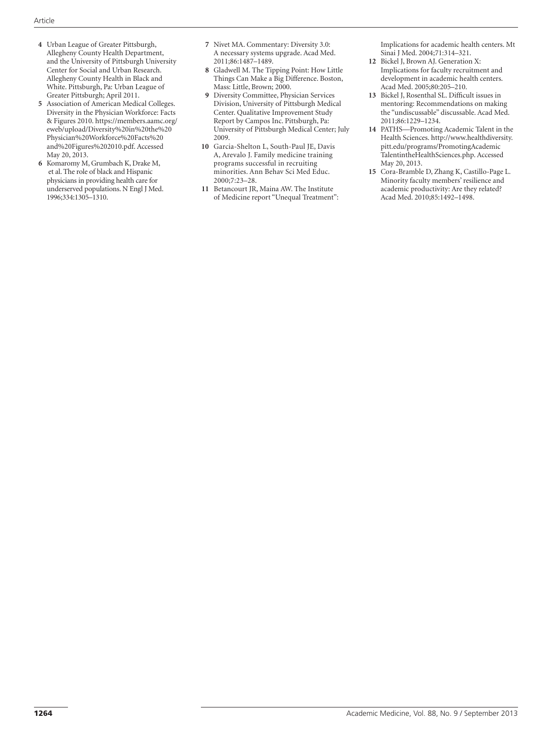4 Urban League of Greater Pittsburgh, Allegheny County Health Department, and the University of Pittsburgh University Center for Social and Urban Research. Allegheny County Health in Black and White. Pittsburgh, Pa: Urban League of Greater Pittsburgh; April 2011.

5 Association of American Medical Colleges. Diversity in the Physician Workforce: Facts & Figures 2010. https://members.aamc.org/eweb/upload/Diversity%20in%20the%20Physician%20Workforce%20Facts%20and%20Figures%202010.pdf. Accessed May 20, 2013.

6 Komaromy M, Grumbach K, Drake M, et al. The role of black and Hispanic physicians in providing health care for underserved populations. N Engl J Med. 1996;334:1305–1310.

7 Nivet MA. Commentary: Diversity 3.0: A necessary systems upgrade. Acad Med. 2011;86:1487–1489.

8 Gladwell M. The Tipping Point: How Little Things Can Make a Big Difference. Boston, Mass: Little, Brown; 2000.

9 Diversity Committee, Physician Services Division, University of Pittsburgh Medical Center. Qualitative Improvement Study Report by Campos Inc. Pittsburgh, Pa: University of Pittsburgh Medical Center; July 2009.

10 Garcia-Shelton L, South-Paul JE, Davis A, Arevalo J. Family medicine training programs successful in recruiting minorities. Ann Behav Sci Med Educ. 2000;7:23–28.

11 Betancourt JR, Maina AW. The Institute of Medicine report "Unequal Treatment": Implications for academic health centers. Mt Sinai J Med. 2004;71:314–321.

12 Bickel J, Brown AJ. Generation X: Implications for faculty recruitment and development in academic health centers. Acad Med. 2005;80:205–210.

13 Bickel J, Rosenthal SL. Difficult issues in mentoring: Recommendations on making the "undiscussable" discussable. Acad Med. 2011;86:1229–1234.

14 PATHS—Promoting Academic Talent in the Health Sciences. http://www.healthdiversity.pitt.edu/programs/PromotingAcademicTalentintheHealthSciences.php. Accessed May 20, 2013.

15 Cora-Bramble D, Zhang K, Castillo-Page L. Minority faculty members' resilience and academic productivity: Are they related? Acad Med. 2010;85:1492–1498.